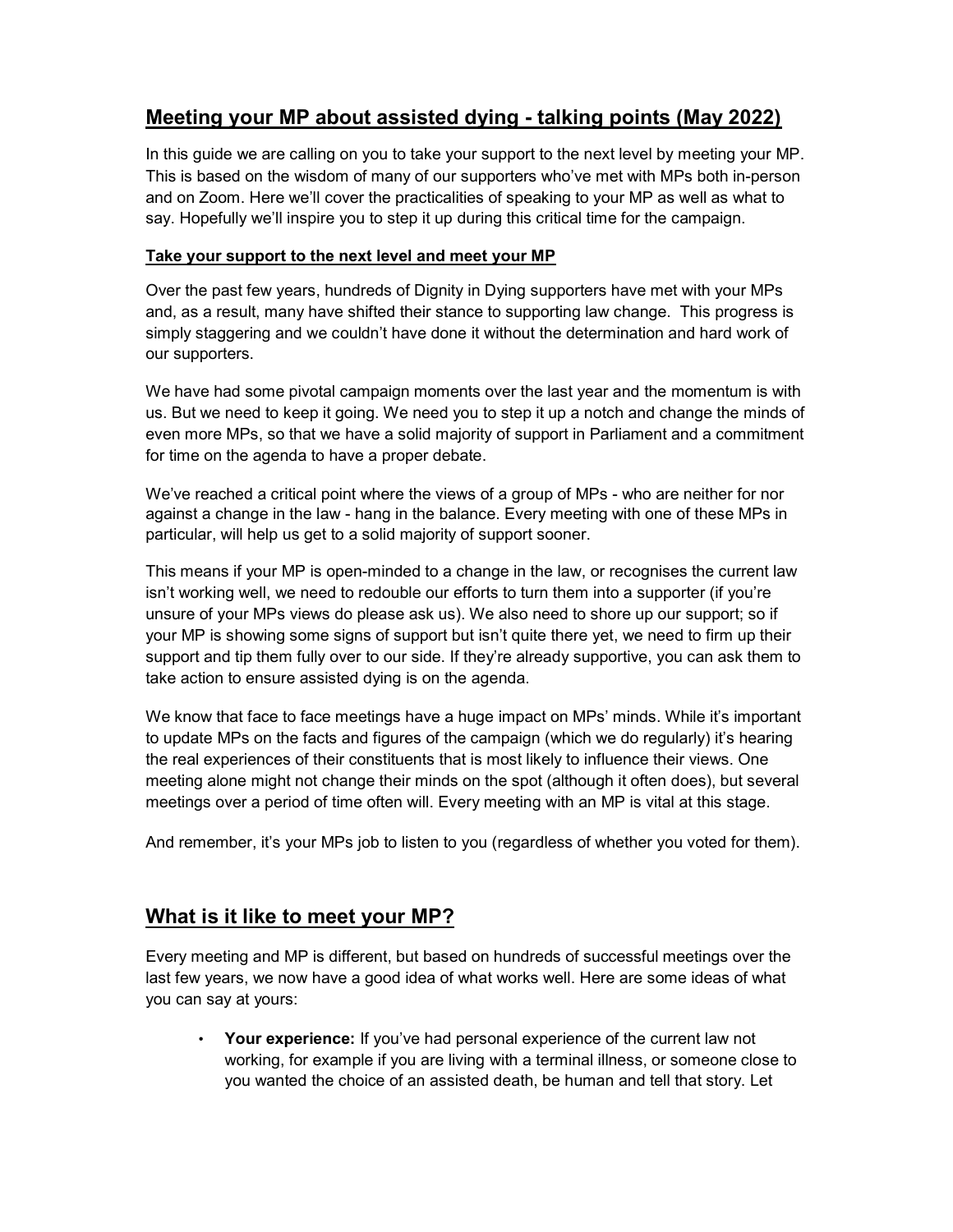## Meeting your MP about assisted dying - talking points (May 2022)

In this guide we are calling on you to take your support to the next level by meeting your MP. This is based on the wisdom of many of our supporters who've met with MPs both in-person and on Zoom. Here we'll cover the practicalities of speaking to your MP as well as what to say. Hopefully we'll inspire you to step it up during this critical time for the campaign.

### Take your support to the next level and meet your MP

Over the past few years, hundreds of Dignity in Dying supporters have met with your MPs and, as a result, many have shifted their stance to supporting law change. This progress is simply staggering and we couldn't have done it without the determination and hard work of our supporters.

We have had some pivotal campaign moments over the last year and the momentum is with us. But we need to keep it going. We need you to step it up a notch and change the minds of even more MPs, so that we have a solid majority of support in Parliament and a commitment for time on the agenda to have a proper debate.

We've reached a critical point where the views of a group of MPs - who are neither for nor against a change in the law - hang in the balance. Every meeting with one of these MPs in particular, will help us get to a solid majority of support sooner.

This means if your MP is open-minded to a change in the law, or recognises the current law isn't working well, we need to redouble our efforts to turn them into a supporter (if you're unsure of your MPs views do please ask us). We also need to shore up our support; so if your MP is showing some signs of support but isn't quite there yet, we need to firm up their support and tip them fully over to our side. If they're already supportive, you can ask them to take action to ensure assisted dying is on the agenda.

We know that face to face meetings have a huge impact on MPs' minds. While it's important to update MPs on the facts and figures of the campaign (which we do regularly) it's hearing the real experiences of their constituents that is most likely to influence their views. One meeting alone might not change their minds on the spot (although it often does), but several meetings over a period of time often will. Every meeting with an MP is vital at this stage.

And remember, it's your MPs job to listen to you (regardless of whether you voted for them).

## What is it like to meet your MP?

Every meeting and MP is different, but based on hundreds of successful meetings over the last few years, we now have a good idea of what works well. Here are some ideas of what you can say at yours:

- **Your experience:** If you've had personal experience of the current law not working, for example if you are living with a terminal illness, or someone close to you wanted the choice of an assisted death, be human and tell that story. Let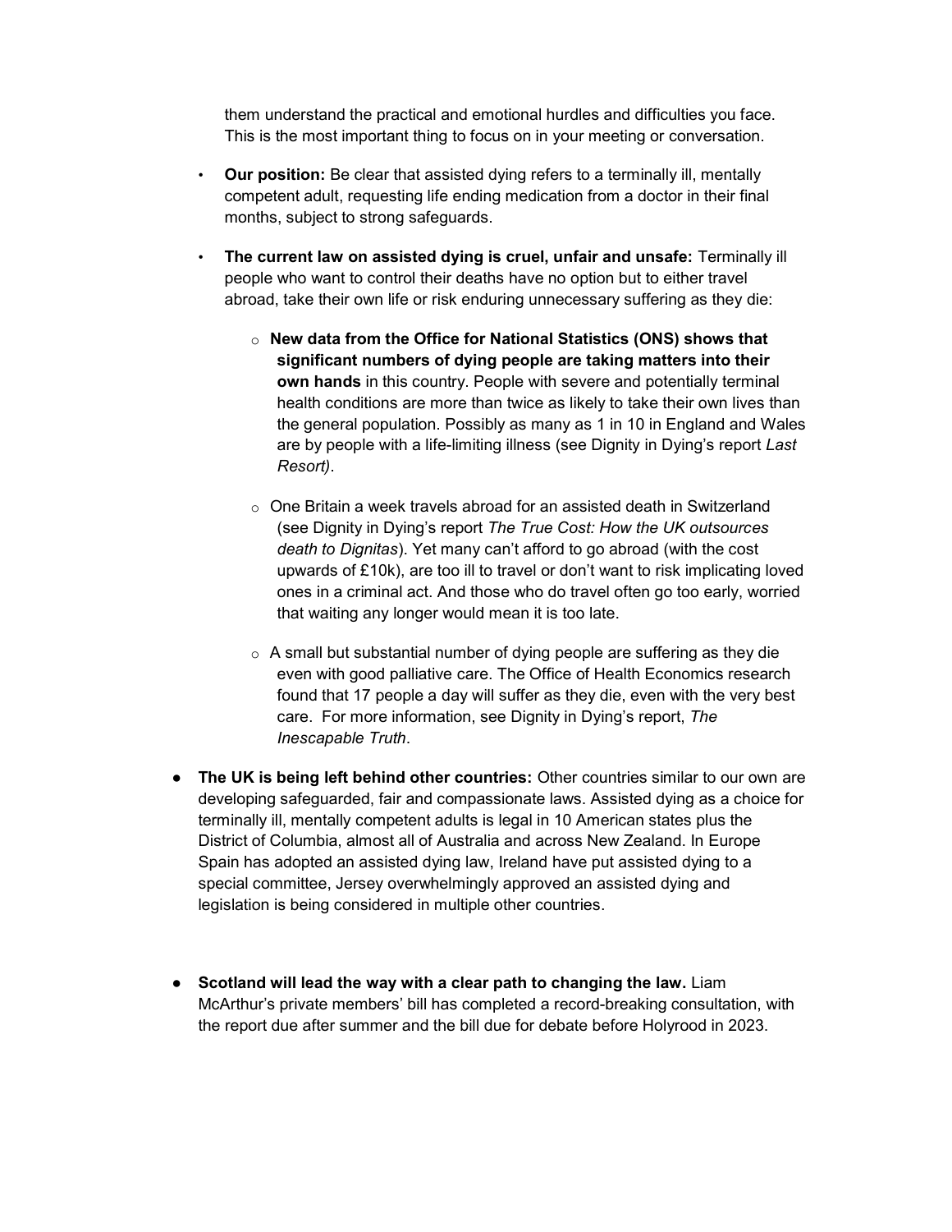them understand the practical and emotional hurdles and difficulties you face. This is the most important thing to focus on in your meeting or conversation.

- **Our position:** Be clear that assisted dying refers to a terminally ill, mentally competent adult, requesting life ending medication from a doctor in their final months, subject to strong safeguards.

- **The current law on assisted dying is cruel, unfair and unsafe:** Terminally ill people who want to control their deaths have no option but to either travel abroad, take their own life or risk enduring unnecessary suffering as they die:

    - **New data from the Office for National Statistics (ONS) shows that significant numbers of dying people are taking matters into their own hands** in this country. People with severe and potentially terminal health conditions are more than twice as likely to take their own lives than the general population. Possibly as many as 1 in 10 in England and Wales are by people with a life-limiting illness (see Dignity in Dying's report *Last Resort)*.

    - One Britain a week travels abroad for an assisted death in Switzerland (see Dignity in Dying's report *The True Cost: How the UK outsources death to Dignitas*). Yet many can't afford to go abroad (with the cost upwards of £10k), are too ill to travel or don't want to risk implicating loved ones in a criminal act. And those who do travel often go too early, worried that waiting any longer would mean it is too late.

    - A small but substantial number of dying people are suffering as they die even with good palliative care. The Office of Health Economics research found that 17 people a day will suffer as they die, even with the very best care. For more information, see Dignity in Dying's report, *The Inescapable Truth*.

- **The UK is being left behind other countries:** Other countries similar to our own are developing safeguarded, fair and compassionate laws. Assisted dying as a choice for terminally ill, mentally competent adults is legal in 10 American states plus the District of Columbia, almost all of Australia and across New Zealand. In Europe Spain has adopted an assisted dying law, Ireland have put assisted dying to a special committee, Jersey overwhelmingly approved an assisted dying and legislation is being considered in multiple other countries.

- **Scotland will lead the way with a clear path to changing the law.** Liam McArthur's private members' bill has completed a record-breaking consultation, with the report due after summer and the bill due for debate before Holyrood in 2023.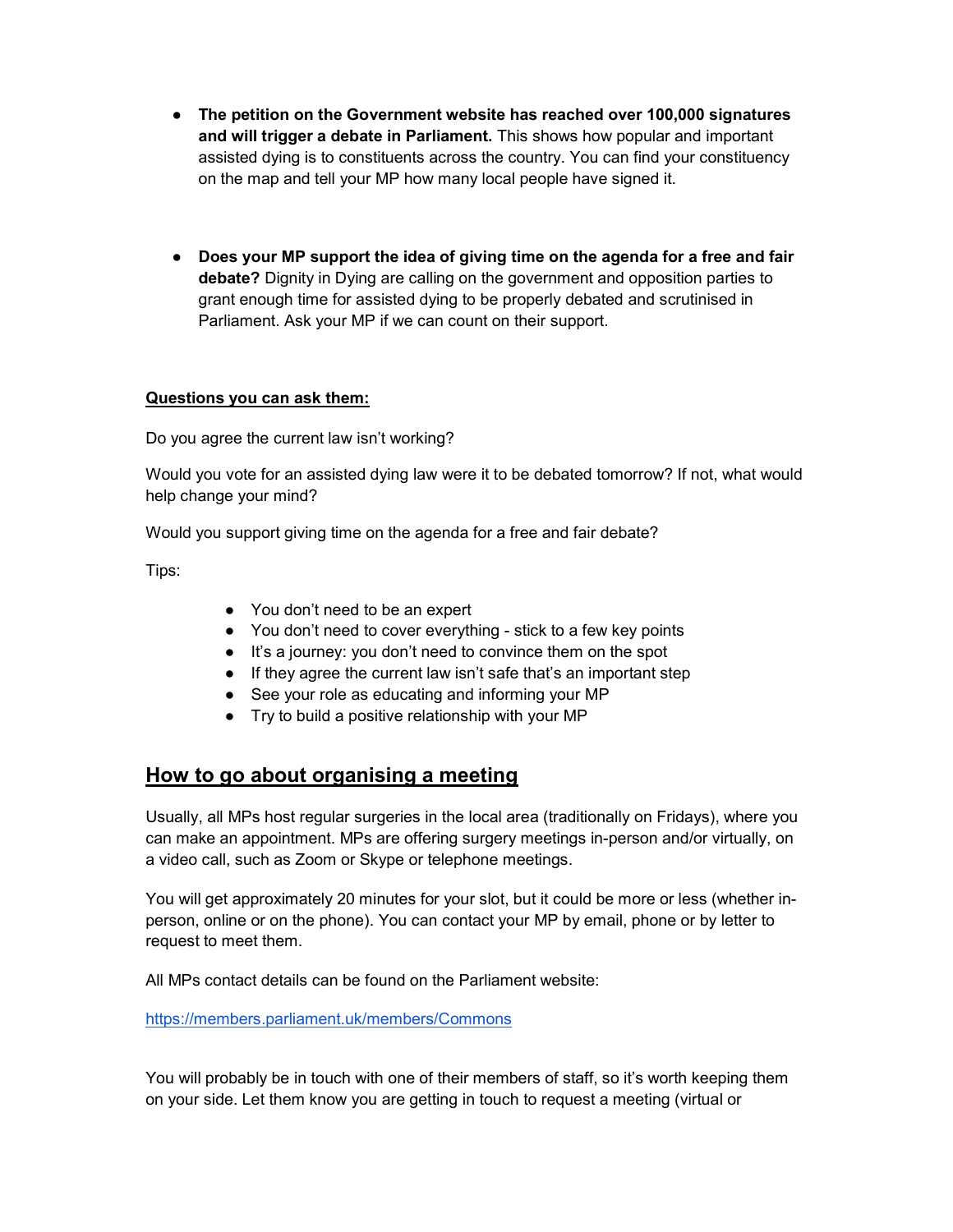- **The petition on the Government website has reached over 100,000 signatures and will trigger a debate in Parliament.** This shows how popular and important assisted dying is to constituents across the country. You can find your constituency on the map and tell your MP how many local people have signed it.

- **Does your MP support the idea of giving time on the agenda for a free and fair debate?** Dignity in Dying are calling on the government and opposition parties to grant enough time for assisted dying to be properly debated and scrutinised in Parliament. Ask your MP if we can count on their support.

**<u>Questions you can ask them:</u>**

Do you agree the current law isn't working?

Would you vote for an assisted dying law were it to be debated tomorrow? If not, what would help change your mind?

Would you support giving time on the agenda for a free and fair debate?

Tips:

- You don't need to be an expert
- You don't need to cover everything - stick to a few key points
- It's a journey: you don't need to convince them on the spot
- If they agree the current law isn't safe that's an important step
- See your role as educating and informing your MP
- Try to build a positive relationship with your MP

## <u>How to go about organising a meeting</u>

Usually, all MPs host regular surgeries in the local area (traditionally on Fridays), where you can make an appointment. MPs are offering surgery meetings in-person and/or virtually, on a video call, such as Zoom or Skype or telephone meetings.

You will get approximately 20 minutes for your slot, but it could be more or less (whether in-person, online or on the phone). You can contact your MP by email, phone or by letter to request to meet them.

All MPs contact details can be found on the Parliament website:

https://members.parliament.uk/members/Commons

You will probably be in touch with one of their members of staff, so it's worth keeping them on your side. Let them know you are getting in touch to request a meeting (virtual or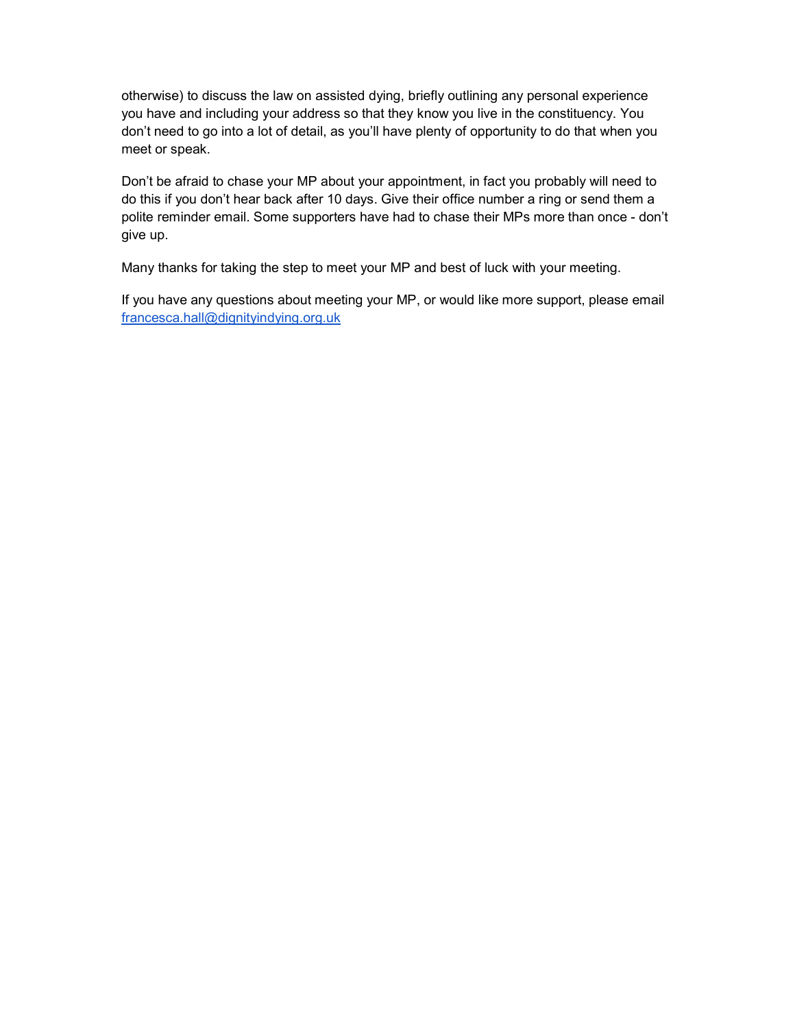otherwise) to discuss the law on assisted dying, briefly outlining any personal experience you have and including your address so that they know you live in the constituency. You don't need to go into a lot of detail, as you'll have plenty of opportunity to do that when you meet or speak.

Don't be afraid to chase your MP about your appointment, in fact you probably will need to do this if you don't hear back after 10 days. Give their office number a ring or send them a polite reminder email. Some supporters have had to chase their MPs more than once - don't give up.

Many thanks for taking the step to meet your MP and best of luck with your meeting.

If you have any questions about meeting your MP, or would like more support, please email [francesca.hall@dignityindying.org.uk](mailto:francesca.hall@dignityindying.org.uk)